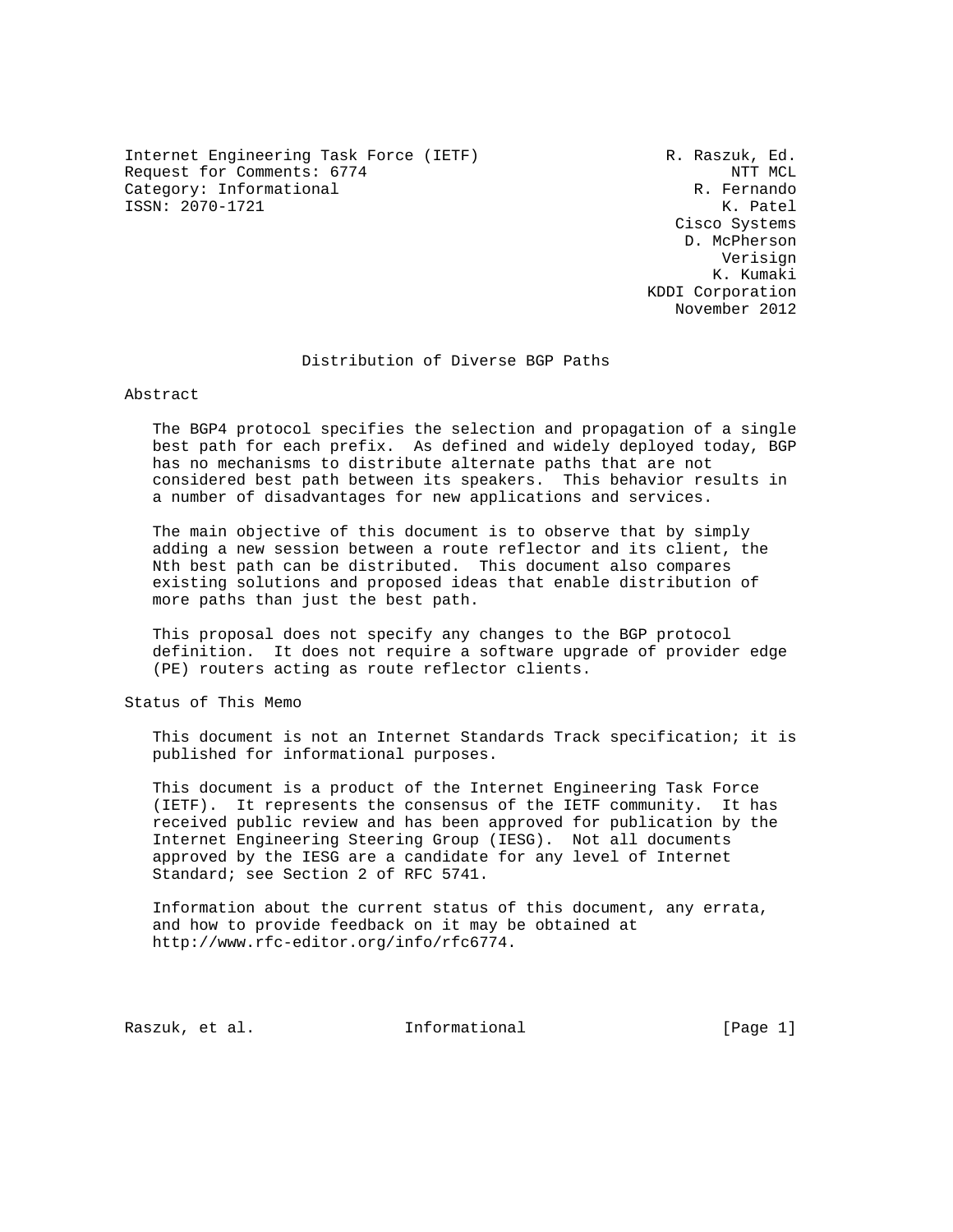Internet Engineering Task Force (IETF) R. Raszuk, Ed.
Request for Comments: 6774 NTT MCL
Category: Informational R. Fernando
ISSN: 2070-1721 K. Patel
Cisco Systems
D. McPherson
Verisign
K. Kumaki
KDDI Corporation
November 2012

# Distribution of Diverse BGP Paths

## Abstract

The BGP4 protocol specifies the selection and propagation of a single best path for each prefix. As defined and widely deployed today, BGP has no mechanisms to distribute alternate paths that are not considered best path between its speakers. This behavior results in a number of disadvantages for new applications and services.

The main objective of this document is to observe that by simply adding a new session between a route reflector and its client, the Nth best path can be distributed. This document also compares existing solutions and proposed ideas that enable distribution of more paths than just the best path.

This proposal does not specify any changes to the BGP protocol definition. It does not require a software upgrade of provider edge (PE) routers acting as route reflector clients.

## Status of This Memo

This document is not an Internet Standards Track specification; it is published for informational purposes.

This document is a product of the Internet Engineering Task Force (IETF). It represents the consensus of the IETF community. It has received public review and has been approved for publication by the Internet Engineering Steering Group (IESG). Not all documents approved by the IESG are a candidate for any level of Internet Standard; see Section 2 of RFC 5741.

Information about the current status of this document, any errata, and how to provide feedback on it may be obtained at http://www.rfc-editor.org/info/rfc6774.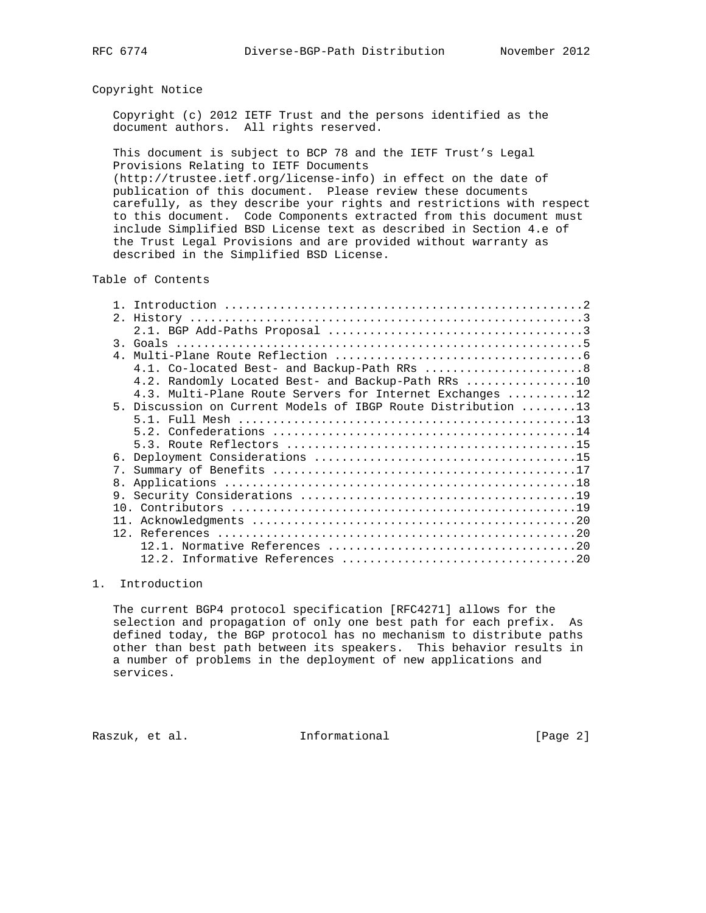## Copyright Notice

Copyright (c) 2012 IETF Trust and the persons identified as the document authors. All rights reserved.

This document is subject to BCP 78 and the IETF Trust's Legal Provisions Relating to IETF Documents (http://trustee.ietf.org/license-info) in effect on the date of publication of this document. Please review these documents carefully, as they describe your rights and restrictions with respect to this document. Code Components extracted from this document must include Simplified BSD License text as described in Section 4.e of the Trust Legal Provisions and are provided without warranty as described in the Simplified BSD License.

## Table of Contents

```
   1. Introduction ....................................................2
   2. History .........................................................3
      2.1. BGP Add-Paths Proposal .....................................3
   3. Goals ...........................................................5
   4. Multi-Plane Route Reflection ....................................6
      4.1. Co-located Best- and Backup-Path RRs .......................8
      4.2. Randomly Located Best- and Backup-Path RRs ................10
      4.3. Multi-Plane Route Servers for Internet Exchanges ..........12
   5. Discussion on Current Models of IBGP Route Distribution ........13
      5.1. Full Mesh .................................................13
      5.2. Confederations ............................................14
      5.3. Route Reflectors ..........................................15
   6. Deployment Considerations ......................................15
   7. Summary of Benefits ............................................17
   8. Applications ...................................................18
   9. Security Considerations ........................................19
   10. Contributors ..................................................19
   11. Acknowledgments ...............................................20
   12. References ....................................................20
       12.1. Normative References ....................................20
       12.2. Informative References ..................................20
```

## 1. Introduction

The current BGP4 protocol specification [RFC4271] allows for the selection and propagation of only one best path for each prefix. As defined today, the BGP protocol has no mechanism to distribute paths other than best path between its speakers. This behavior results in a number of problems in the deployment of new applications and services.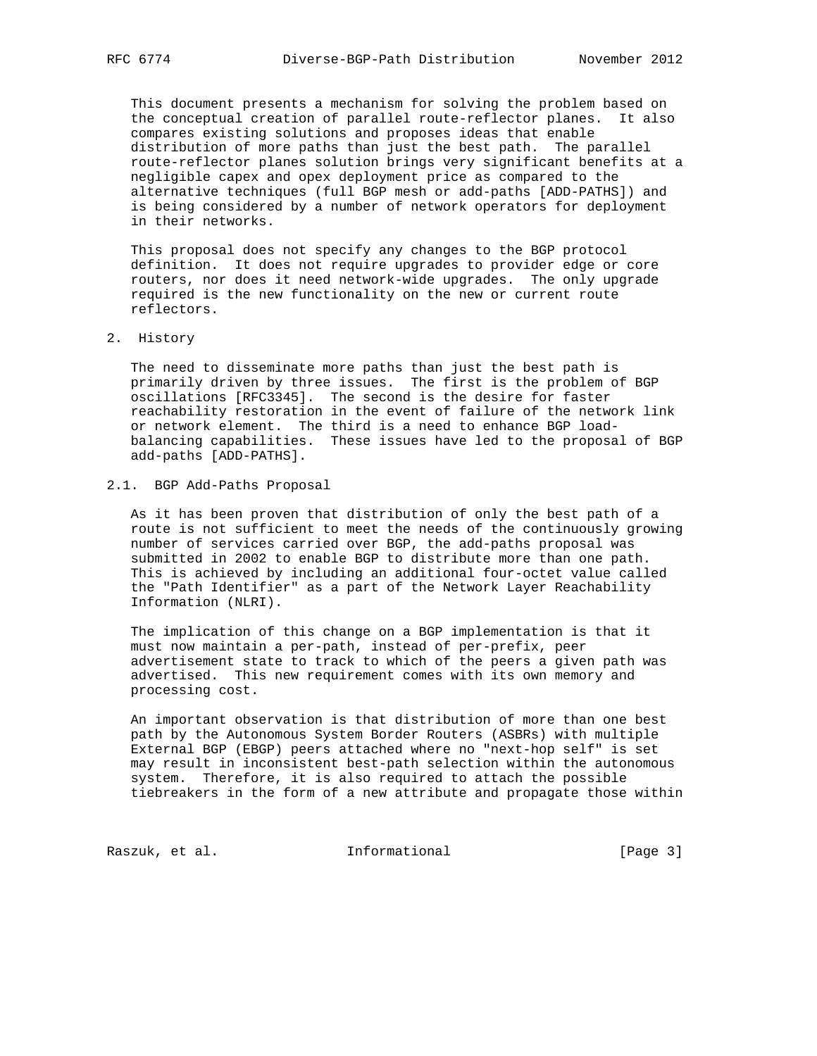This document presents a mechanism for solving the problem based on the conceptual creation of parallel route-reflector planes. It also compares existing solutions and proposes ideas that enable distribution of more paths than just the best path. The parallel route-reflector planes solution brings very significant benefits at a negligible capex and opex deployment price as compared to the alternative techniques (full BGP mesh or add-paths [ADD-PATHS]) and is being considered by a number of network operators for deployment in their networks.

This proposal does not specify any changes to the BGP protocol definition. It does not require upgrades to provider edge or core routers, nor does it need network-wide upgrades. The only upgrade required is the new functionality on the new or current route reflectors.

## 2. History

The need to disseminate more paths than just the best path is primarily driven by three issues. The first is the problem of BGP oscillations [RFC3345]. The second is the desire for faster reachability restoration in the event of failure of the network link or network element. The third is a need to enhance BGP load-balancing capabilities. These issues have led to the proposal of BGP add-paths [ADD-PATHS].

### 2.1. BGP Add-Paths Proposal

As it has been proven that distribution of only the best path of a route is not sufficient to meet the needs of the continuously growing number of services carried over BGP, the add-paths proposal was submitted in 2002 to enable BGP to distribute more than one path. This is achieved by including an additional four-octet value called the "Path Identifier" as a part of the Network Layer Reachability Information (NLRI).

The implication of this change on a BGP implementation is that it must now maintain a per-path, instead of per-prefix, peer advertisement state to track to which of the peers a given path was advertised. This new requirement comes with its own memory and processing cost.

An important observation is that distribution of more than one best path by the Autonomous System Border Routers (ASBRs) with multiple External BGP (EBGP) peers attached where no "next-hop self" is set may result in inconsistent best-path selection within the autonomous system. Therefore, it is also required to attach the possible tiebreakers in the form of a new attribute and propagate those within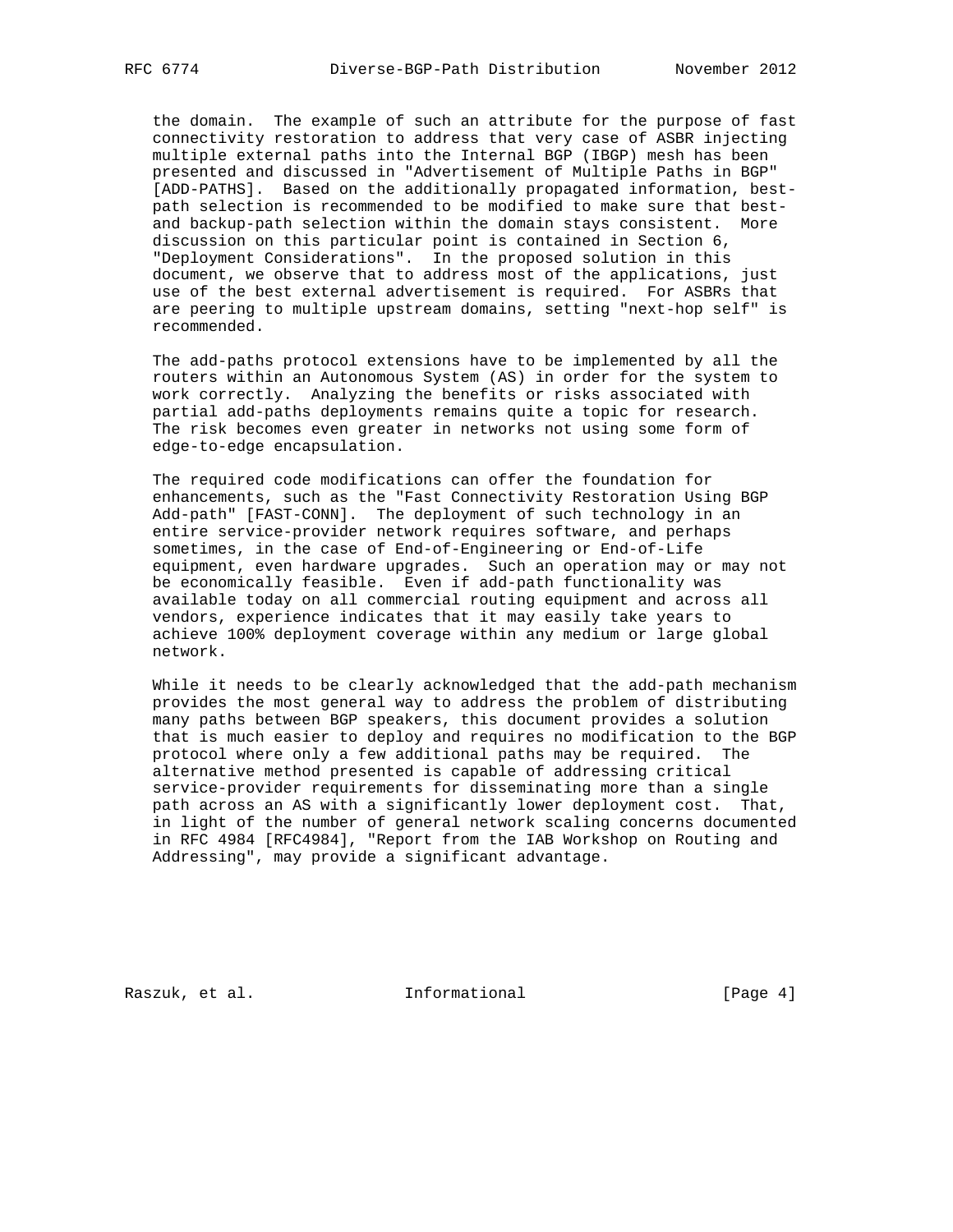the domain. The example of such an attribute for the purpose of fast connectivity restoration to address that very case of ASBR injecting multiple external paths into the Internal BGP (IBGP) mesh has been presented and discussed in "Advertisement of Multiple Paths in BGP" [ADD-PATHS]. Based on the additionally propagated information, best-path selection is recommended to be modified to make sure that best- and backup-path selection within the domain stays consistent. More discussion on this particular point is contained in Section 6, "Deployment Considerations". In the proposed solution in this document, we observe that to address most of the applications, just use of the best external advertisement is required. For ASBRs that are peering to multiple upstream domains, setting "next-hop self" is recommended.

The add-paths protocol extensions have to be implemented by all the routers within an Autonomous System (AS) in order for the system to work correctly. Analyzing the benefits or risks associated with partial add-paths deployments remains quite a topic for research. The risk becomes even greater in networks not using some form of edge-to-edge encapsulation.

The required code modifications can offer the foundation for enhancements, such as the "Fast Connectivity Restoration Using BGP Add-path" [FAST-CONN]. The deployment of such technology in an entire service-provider network requires software, and perhaps sometimes, in the case of End-of-Engineering or End-of-Life equipment, even hardware upgrades. Such an operation may or may not be economically feasible. Even if add-path functionality was available today on all commercial routing equipment and across all vendors, experience indicates that it may easily take years to achieve 100% deployment coverage within any medium or large global network.

While it needs to be clearly acknowledged that the add-path mechanism provides the most general way to address the problem of distributing many paths between BGP speakers, this document provides a solution that is much easier to deploy and requires no modification to the BGP protocol where only a few additional paths may be required. The alternative method presented is capable of addressing critical service-provider requirements for disseminating more than a single path across an AS with a significantly lower deployment cost. That, in light of the number of general network scaling concerns documented in RFC 4984 [RFC4984], "Report from the IAB Workshop on Routing and Addressing", may provide a significant advantage.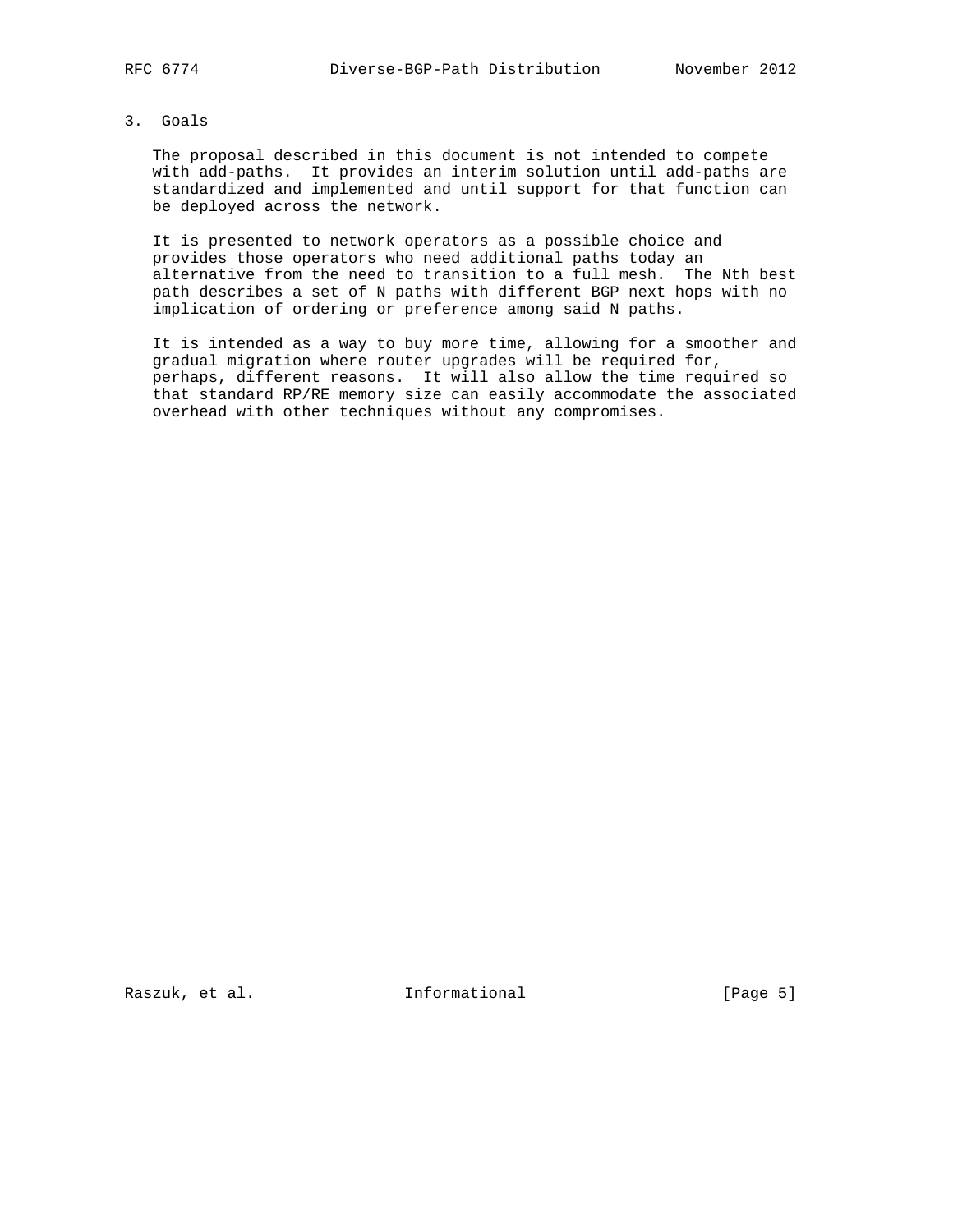## 3. Goals

The proposal described in this document is not intended to compete with add-paths. It provides an interim solution until add-paths are standardized and implemented and until support for that function can be deployed across the network.

It is presented to network operators as a possible choice and provides those operators who need additional paths today an alternative from the need to transition to a full mesh. The Nth best path describes a set of N paths with different BGP next hops with no implication of ordering or preference among said N paths.

It is intended as a way to buy more time, allowing for a smoother and gradual migration where router upgrades will be required for, perhaps, different reasons. It will also allow the time required so that standard RP/RE memory size can easily accommodate the associated overhead with other techniques without any compromises.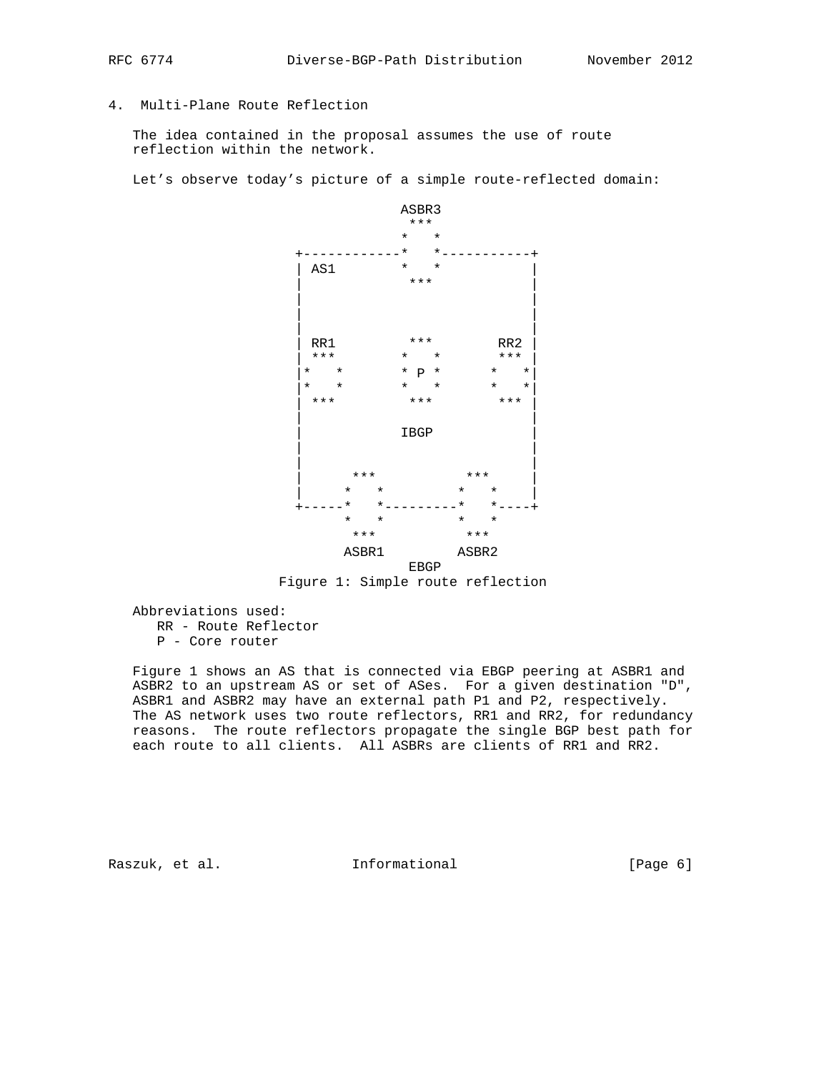## 4. Multi-Plane Route Reflection

The idea contained in the proposal assumes the use of route reflection within the network.

Let's observe today's picture of a simple route-reflected domain:

```
                     ASBR3
                      ***
                     *   *
          +------------*   *-----------+
          | AS1        *   *           |
          |             ***            |
          |                            |
          |                            |
          |                            |
          | RR1         ***        RR2 |
          | ***        *   *       *** |
          |*   *       * P *      *   *|
          |*   *       *   *      *   *|
          | ***         ***        *** |
          |                            |
          |            IBGP            |
          |                            |
          |                            |
          |      ***           ***     |
          |     *   *         *   *    |
          +-----*   *---------*   *----+
                *   *         *   *
                 ***           ***
                ASBR1         ASBR2
                        EBGP
```

Figure 1: Simple route reflection

Abbreviations used:
  RR - Route Reflector
  P - Core router

Figure 1 shows an AS that is connected via EBGP peering at ASBR1 and ASBR2 to an upstream AS or set of ASes. For a given destination "D", ASBR1 and ASBR2 may have an external path P1 and P2, respectively. The AS network uses two route reflectors, RR1 and RR2, for redundancy reasons. The route reflectors propagate the single BGP best path for each route to all clients. All ASBRs are clients of RR1 and RR2.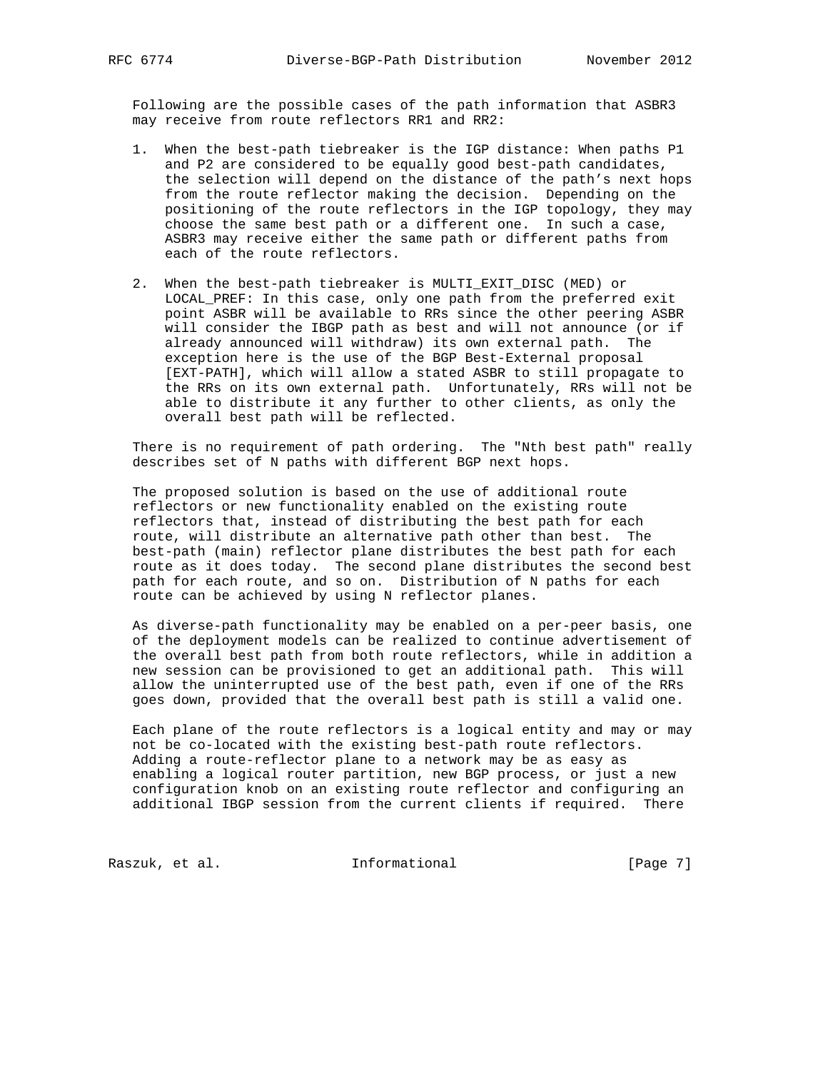Following are the possible cases of the path information that ASBR3 may receive from route reflectors RR1 and RR2:

1. When the best-path tiebreaker is the IGP distance: When paths P1 and P2 are considered to be equally good best-path candidates, the selection will depend on the distance of the path's next hops from the route reflector making the decision. Depending on the positioning of the route reflectors in the IGP topology, they may choose the same best path or a different one. In such a case, ASBR3 may receive either the same path or different paths from each of the route reflectors.

2. When the best-path tiebreaker is MULTI_EXIT_DISC (MED) or LOCAL_PREF: In this case, only one path from the preferred exit point ASBR will be available to RRs since the other peering ASBR will consider the IBGP path as best and will not announce (or if already announced will withdraw) its own external path. The exception here is the use of the BGP Best-External proposal [EXT-PATH], which will allow a stated ASBR to still propagate to the RRs on its own external path. Unfortunately, RRs will not be able to distribute it any further to other clients, as only the overall best path will be reflected.

There is no requirement of path ordering. The "Nth best path" really describes set of N paths with different BGP next hops.

The proposed solution is based on the use of additional route reflectors or new functionality enabled on the existing route reflectors that, instead of distributing the best path for each route, will distribute an alternative path other than best. The best-path (main) reflector plane distributes the best path for each route as it does today. The second plane distributes the second best path for each route, and so on. Distribution of N paths for each route can be achieved by using N reflector planes.

As diverse-path functionality may be enabled on a per-peer basis, one of the deployment models can be realized to continue advertisement of the overall best path from both route reflectors, while in addition a new session can be provisioned to get an additional path. This will allow the uninterrupted use of the best path, even if one of the RRs goes down, provided that the overall best path is still a valid one.

Each plane of the route reflectors is a logical entity and may or may not be co-located with the existing best-path route reflectors. Adding a route-reflector plane to a network may be as easy as enabling a logical router partition, new BGP process, or just a new configuration knob on an existing route reflector and configuring an additional IBGP session from the current clients if required. There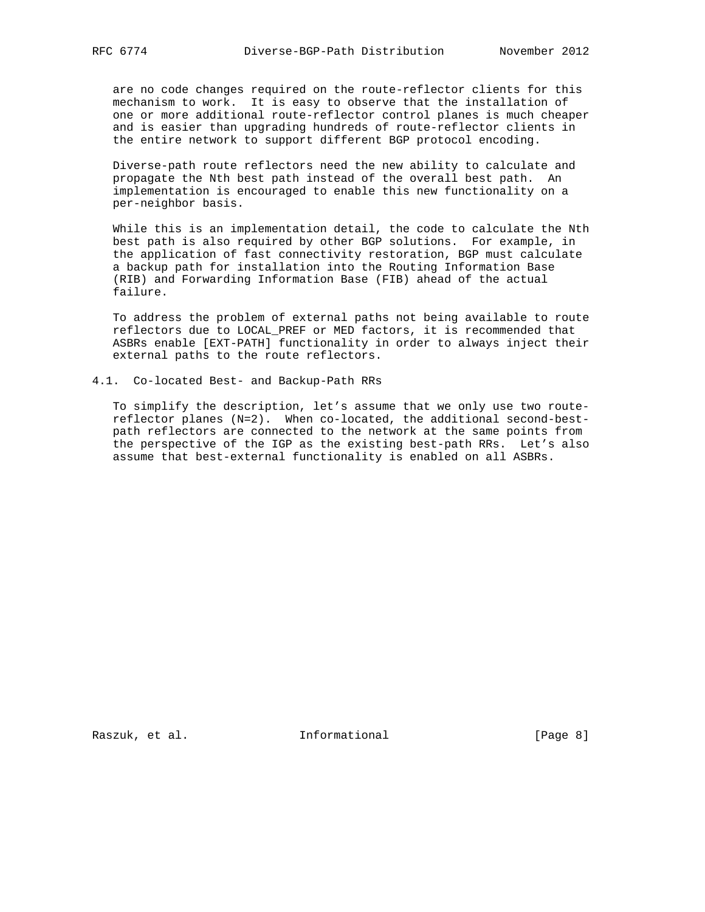are no code changes required on the route-reflector clients for this mechanism to work. It is easy to observe that the installation of one or more additional route-reflector control planes is much cheaper and is easier than upgrading hundreds of route-reflector clients in the entire network to support different BGP protocol encoding.

Diverse-path route reflectors need the new ability to calculate and propagate the Nth best path instead of the overall best path. An implementation is encouraged to enable this new functionality on a per-neighbor basis.

While this is an implementation detail, the code to calculate the Nth best path is also required by other BGP solutions. For example, in the application of fast connectivity restoration, BGP must calculate a backup path for installation into the Routing Information Base (RIB) and Forwarding Information Base (FIB) ahead of the actual failure.

To address the problem of external paths not being available to route reflectors due to LOCAL_PREF or MED factors, it is recommended that ASBRs enable [EXT-PATH] functionality in order to always inject their external paths to the route reflectors.

## 4.1. Co-located Best- and Backup-Path RRs

To simplify the description, let's assume that we only use two route-reflector planes (N=2). When co-located, the additional second-best-path reflectors are connected to the network at the same points from the perspective of the IGP as the existing best-path RRs. Let's also assume that best-external functionality is enabled on all ASBRs.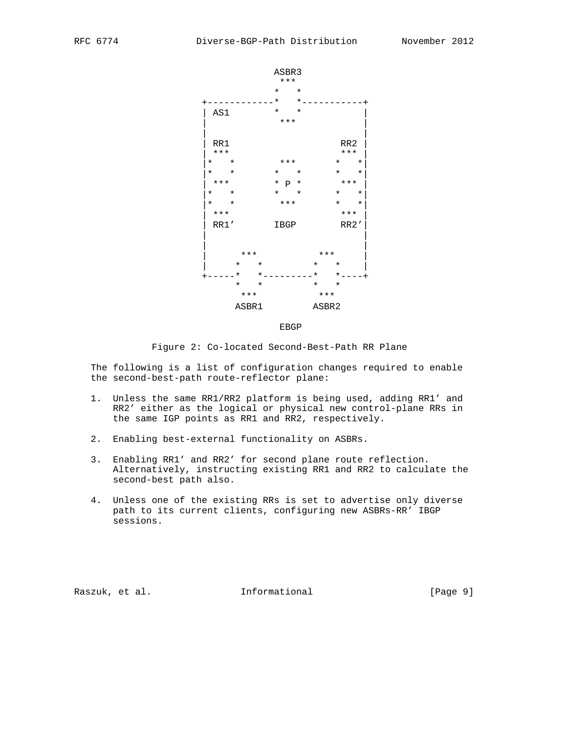```
                          ASBR3
                           ***
                          *   *
             +------------*   *-----------+
             | AS1        *   *           |
             |             ***            |
             |                            |
             | RR1                    RR2 |
             | ***                    *** |
             |*   *        ***       *   *|
             |*   *       *   *      *   *|
             | ***        * P *       *** |
             |*   *       *   *      *   *|
             |*   *        ***       *   *|
             | ***                    *** |
             | RR1'       IBGP       RR2'|
             |                            |
             |                            |
             |      ***          ***      |
             |     *   *        *   *     |
             +-----*   *--------*   *-----+
                   *   *        *   *
                    ***          ***
                   ASBR1        ASBR2

                            EBGP
```

Figure 2: Co-located Second-Best-Path RR Plane

The following is a list of configuration changes required to enable the second-best-path route-reflector plane:

1. Unless the same RR1/RR2 platform is being used, adding RR1' and RR2' either as the logical or physical new control-plane RRs in the same IGP points as RR1 and RR2, respectively.

2. Enabling best-external functionality on ASBRs.

3. Enabling RR1' and RR2' for second plane route reflection. Alternatively, instructing existing RR1 and RR2 to calculate the second-best path also.

4. Unless one of the existing RRs is set to advertise only diverse path to its current clients, configuring new ASBRs-RR' IBGP sessions.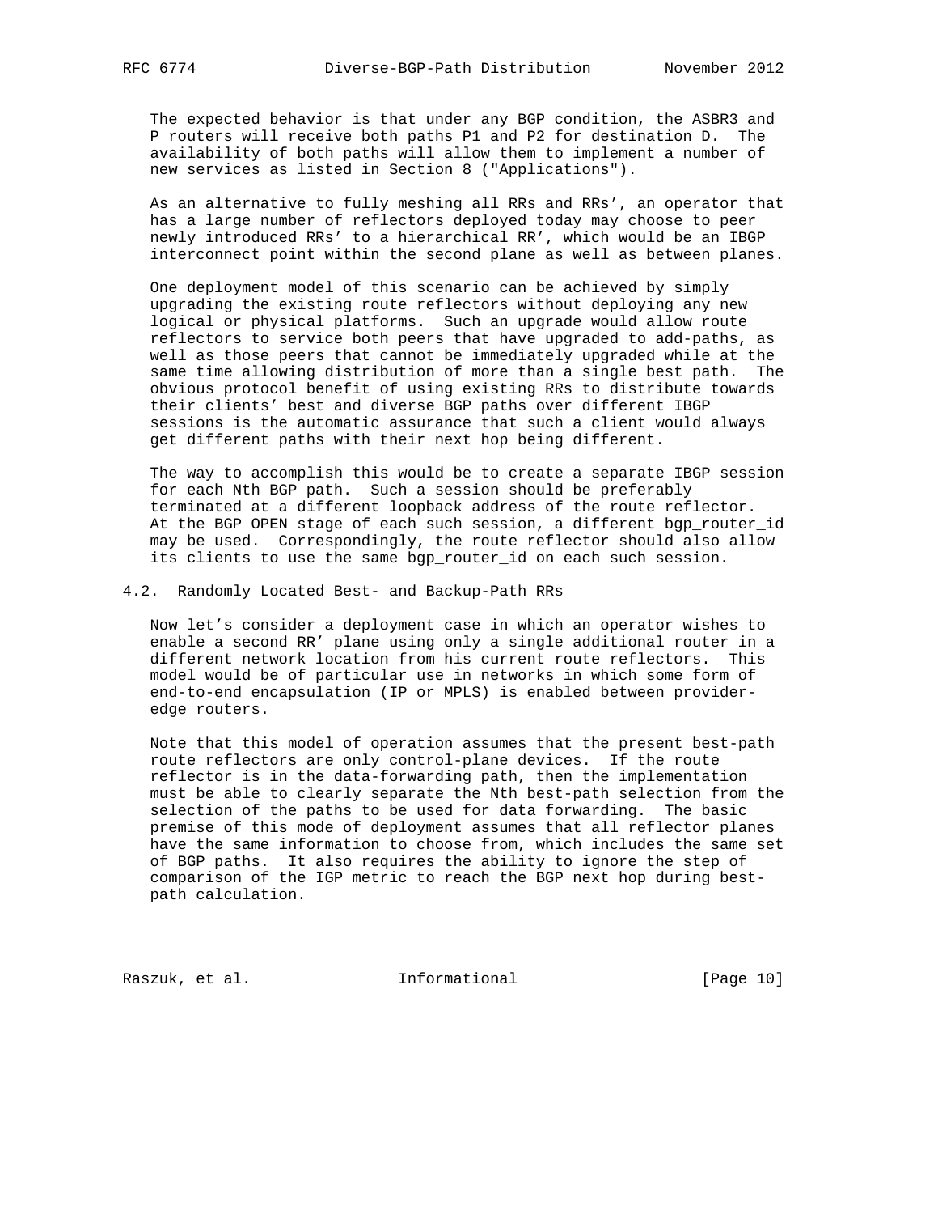The expected behavior is that under any BGP condition, the ASBR3 and P routers will receive both paths P1 and P2 for destination D. The availability of both paths will allow them to implement a number of new services as listed in Section 8 ("Applications").

As an alternative to fully meshing all RRs and RRs', an operator that has a large number of reflectors deployed today may choose to peer newly introduced RRs' to a hierarchical RR', which would be an IBGP interconnect point within the second plane as well as between planes.

One deployment model of this scenario can be achieved by simply upgrading the existing route reflectors without deploying any new logical or physical platforms. Such an upgrade would allow route reflectors to service both peers that have upgraded to add-paths, as well as those peers that cannot be immediately upgraded while at the same time allowing distribution of more than a single best path. The obvious protocol benefit of using existing RRs to distribute towards their clients' best and diverse BGP paths over different IBGP sessions is the automatic assurance that such a client would always get different paths with their next hop being different.

The way to accomplish this would be to create a separate IBGP session for each Nth BGP path. Such a session should be preferably terminated at a different loopback address of the route reflector. At the BGP OPEN stage of each such session, a different bgp_router_id may be used. Correspondingly, the route reflector should also allow its clients to use the same bgp_router_id on each such session.

## 4.2. Randomly Located Best- and Backup-Path RRs

Now let's consider a deployment case in which an operator wishes to enable a second RR' plane using only a single additional router in a different network location from his current route reflectors. This model would be of particular use in networks in which some form of end-to-end encapsulation (IP or MPLS) is enabled between provider-edge routers.

Note that this model of operation assumes that the present best-path route reflectors are only control-plane devices. If the route reflector is in the data-forwarding path, then the implementation must be able to clearly separate the Nth best-path selection from the selection of the paths to be used for data forwarding. The basic premise of this mode of deployment assumes that all reflector planes have the same information to choose from, which includes the same set of BGP paths. It also requires the ability to ignore the step of comparison of the IGP metric to reach the BGP next hop during best-path calculation.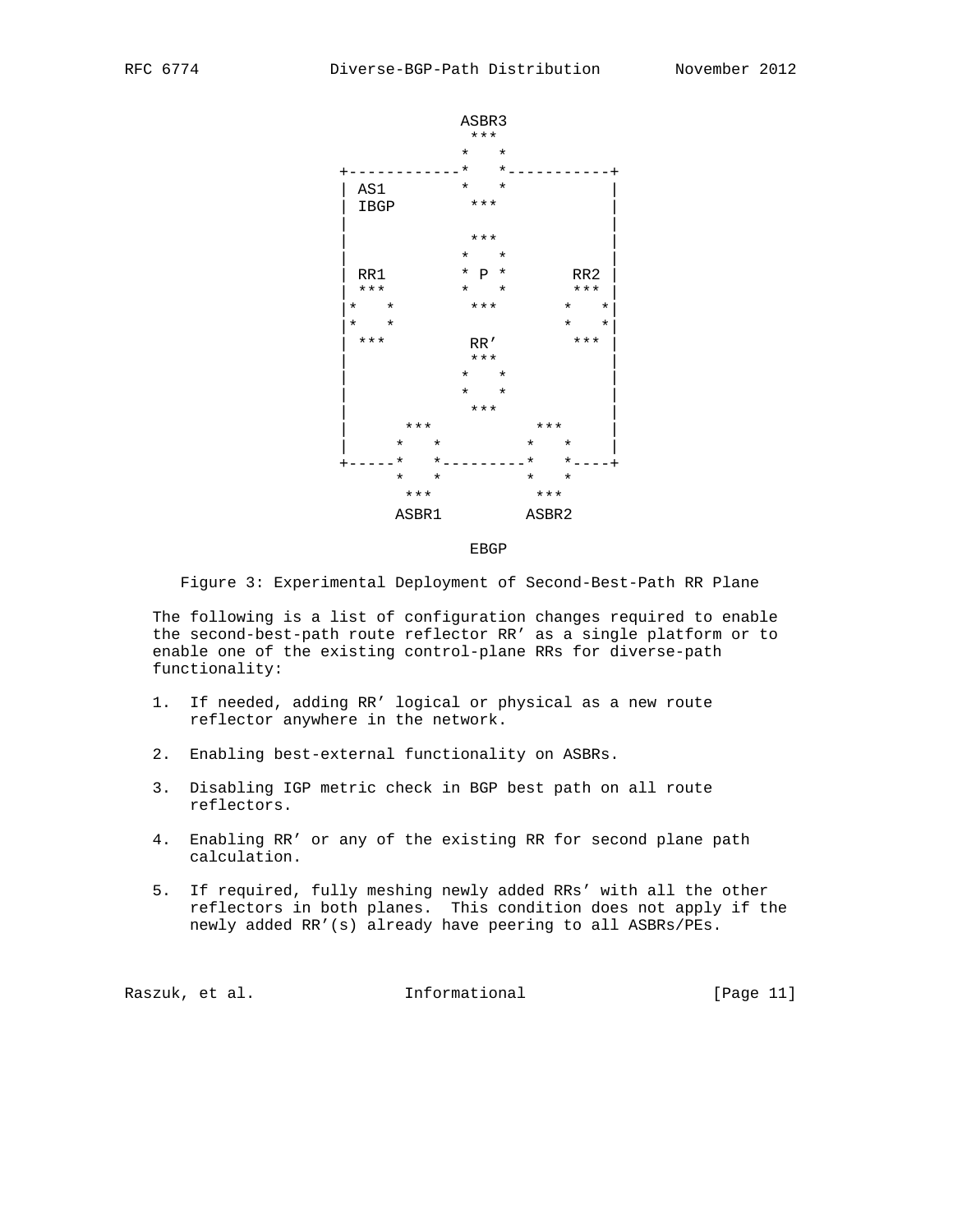```
                        ASBR3
                         ***
                        *   *
            +-----------*   *-----------+
            | AS1       *   *           |
            | IBGP       ***            |
            |                           |
            |            ***            |
            |           *   *           |
            | RR1       * P *       RR2 |
            | ***       *   *       *** |
            |*   *       ***       *   *|
            |*   *                 *   *|
            | ***        RR'        *** |
            |            ***            |
            |           *   *           |
            |           *   *           |
            |            ***            |
            |      ***         ***      |
            |     *   *       *   *     |
            +-----*   *-------*   *-----+
                  *   *       *   *
                   ***         ***
                  ASBR1       ASBR2

                         EBGP
```

Figure 3: Experimental Deployment of Second-Best-Path RR Plane

The following is a list of configuration changes required to enable the second-best-path route reflector RR' as a single platform or to enable one of the existing control-plane RRs for diverse-path functionality:

1. If needed, adding RR' logical or physical as a new route reflector anywhere in the network.

2. Enabling best-external functionality on ASBRs.

3. Disabling IGP metric check in BGP best path on all route reflectors.

4. Enabling RR' or any of the existing RR for second plane path calculation.

5. If required, fully meshing newly added RRs' with all the other reflectors in both planes. This condition does not apply if the newly added RR'(s) already have peering to all ASBRs/PEs.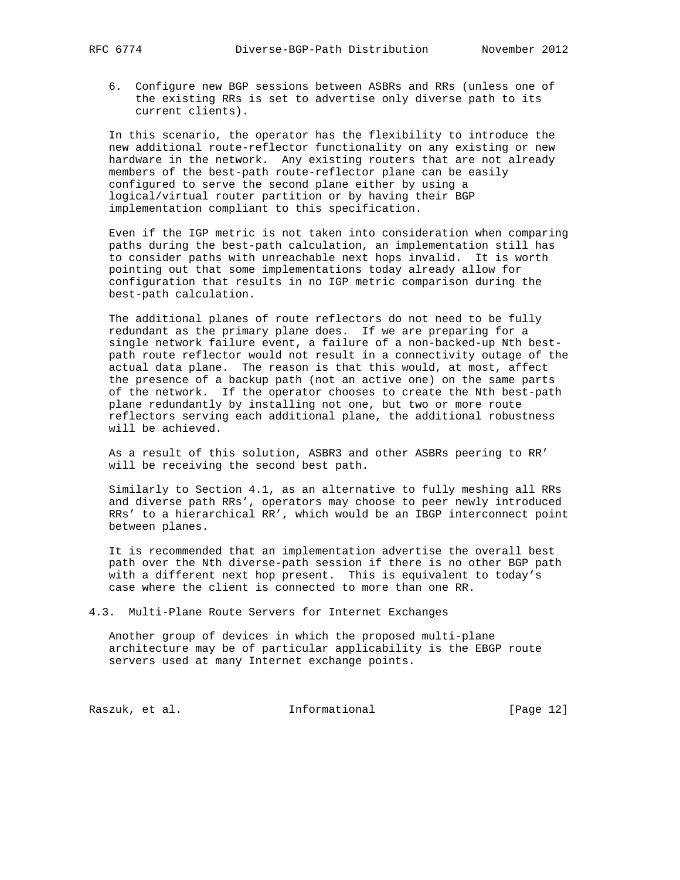6. Configure new BGP sessions between ASBRs and RRs (unless one of the existing RRs is set to advertise only diverse path to its current clients).

In this scenario, the operator has the flexibility to introduce the new additional route-reflector functionality on any existing or new hardware in the network. Any existing routers that are not already members of the best-path route-reflector plane can be easily configured to serve the second plane either by using a logical/virtual router partition or by having their BGP implementation compliant to this specification.

Even if the IGP metric is not taken into consideration when comparing paths during the best-path calculation, an implementation still has to consider paths with unreachable next hops invalid. It is worth pointing out that some implementations today already allow for configuration that results in no IGP metric comparison during the best-path calculation.

The additional planes of route reflectors do not need to be fully redundant as the primary plane does. If we are preparing for a single network failure event, a failure of a non-backed-up Nth best-path route reflector would not result in a connectivity outage of the actual data plane. The reason is that this would, at most, affect the presence of a backup path (not an active one) on the same parts of the network. If the operator chooses to create the Nth best-path plane redundantly by installing not one, but two or more route reflectors serving each additional plane, the additional robustness will be achieved.

As a result of this solution, ASBR3 and other ASBRs peering to RR' will be receiving the second best path.

Similarly to Section 4.1, as an alternative to fully meshing all RRs and diverse path RRs', operators may choose to peer newly introduced RRs' to a hierarchical RR', which would be an IBGP interconnect point between planes.

It is recommended that an implementation advertise the overall best path over the Nth diverse-path session if there is no other BGP path with a different next hop present. This is equivalent to today's case where the client is connected to more than one RR.

### 4.3. Multi-Plane Route Servers for Internet Exchanges

Another group of devices in which the proposed multi-plane architecture may be of particular applicability is the EBGP route servers used at many Internet exchange points.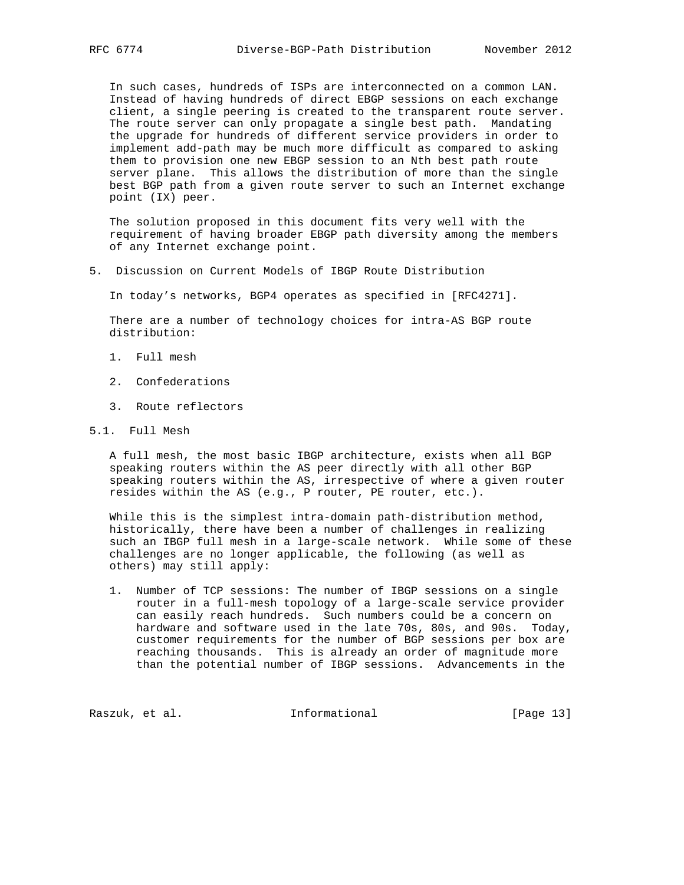In such cases, hundreds of ISPs are interconnected on a common LAN. Instead of having hundreds of direct EBGP sessions on each exchange client, a single peering is created to the transparent route server. The route server can only propagate a single best path. Mandating the upgrade for hundreds of different service providers in order to implement add-path may be much more difficult as compared to asking them to provision one new EBGP session to an Nth best path route server plane. This allows the distribution of more than the single best BGP path from a given route server to such an Internet exchange point (IX) peer.

The solution proposed in this document fits very well with the requirement of having broader EBGP path diversity among the members of any Internet exchange point.

## 5. Discussion on Current Models of IBGP Route Distribution

In today's networks, BGP4 operates as specified in [RFC4271].

There are a number of technology choices for intra-AS BGP route distribution:

1. Full mesh

2. Confederations

3. Route reflectors

### 5.1. Full Mesh

A full mesh, the most basic IBGP architecture, exists when all BGP speaking routers within the AS peer directly with all other BGP speaking routers within the AS, irrespective of where a given router resides within the AS (e.g., P router, PE router, etc.).

While this is the simplest intra-domain path-distribution method, historically, there have been a number of challenges in realizing such an IBGP full mesh in a large-scale network. While some of these challenges are no longer applicable, the following (as well as others) may still apply:

1. Number of TCP sessions: The number of IBGP sessions on a single router in a full-mesh topology of a large-scale service provider can easily reach hundreds. Such numbers could be a concern on hardware and software used in the late 70s, 80s, and 90s. Today, customer requirements for the number of BGP sessions per box are reaching thousands. This is already an order of magnitude more than the potential number of IBGP sessions. Advancements in the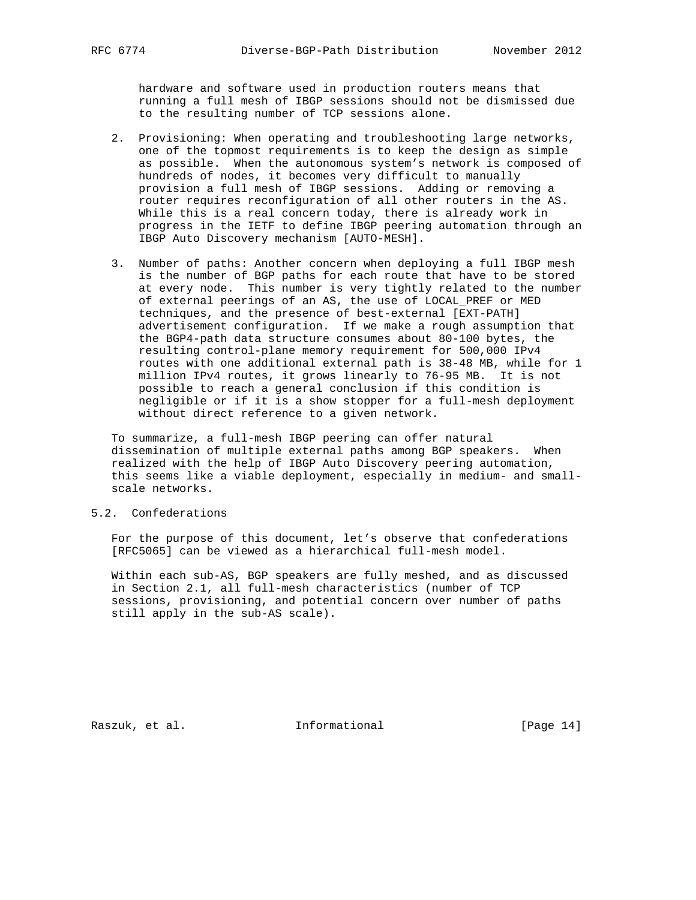hardware and software used in production routers means that running a full mesh of IBGP sessions should not be dismissed due to the resulting number of TCP sessions alone.

2. Provisioning: When operating and troubleshooting large networks, one of the topmost requirements is to keep the design as simple as possible. When the autonomous system's network is composed of hundreds of nodes, it becomes very difficult to manually provision a full mesh of IBGP sessions. Adding or removing a router requires reconfiguration of all other routers in the AS. While this is a real concern today, there is already work in progress in the IETF to define IBGP peering automation through an IBGP Auto Discovery mechanism [AUTO-MESH].

3. Number of paths: Another concern when deploying a full IBGP mesh is the number of BGP paths for each route that have to be stored at every node. This number is very tightly related to the number of external peerings of an AS, the use of LOCAL_PREF or MED techniques, and the presence of best-external [EXT-PATH] advertisement configuration. If we make a rough assumption that the BGP4-path data structure consumes about 80-100 bytes, the resulting control-plane memory requirement for 500,000 IPv4 routes with one additional external path is 38-48 MB, while for 1 million IPv4 routes, it grows linearly to 76-95 MB. It is not possible to reach a general conclusion if this condition is negligible or if it is a show stopper for a full-mesh deployment without direct reference to a given network.

To summarize, a full-mesh IBGP peering can offer natural dissemination of multiple external paths among BGP speakers. When realized with the help of IBGP Auto Discovery peering automation, this seems like a viable deployment, especially in medium- and small-scale networks.

## 5.2. Confederations

For the purpose of this document, let's observe that confederations [RFC5065] can be viewed as a hierarchical full-mesh model.

Within each sub-AS, BGP speakers are fully meshed, and as discussed in Section 2.1, all full-mesh characteristics (number of TCP sessions, provisioning, and potential concern over number of paths still apply in the sub-AS scale).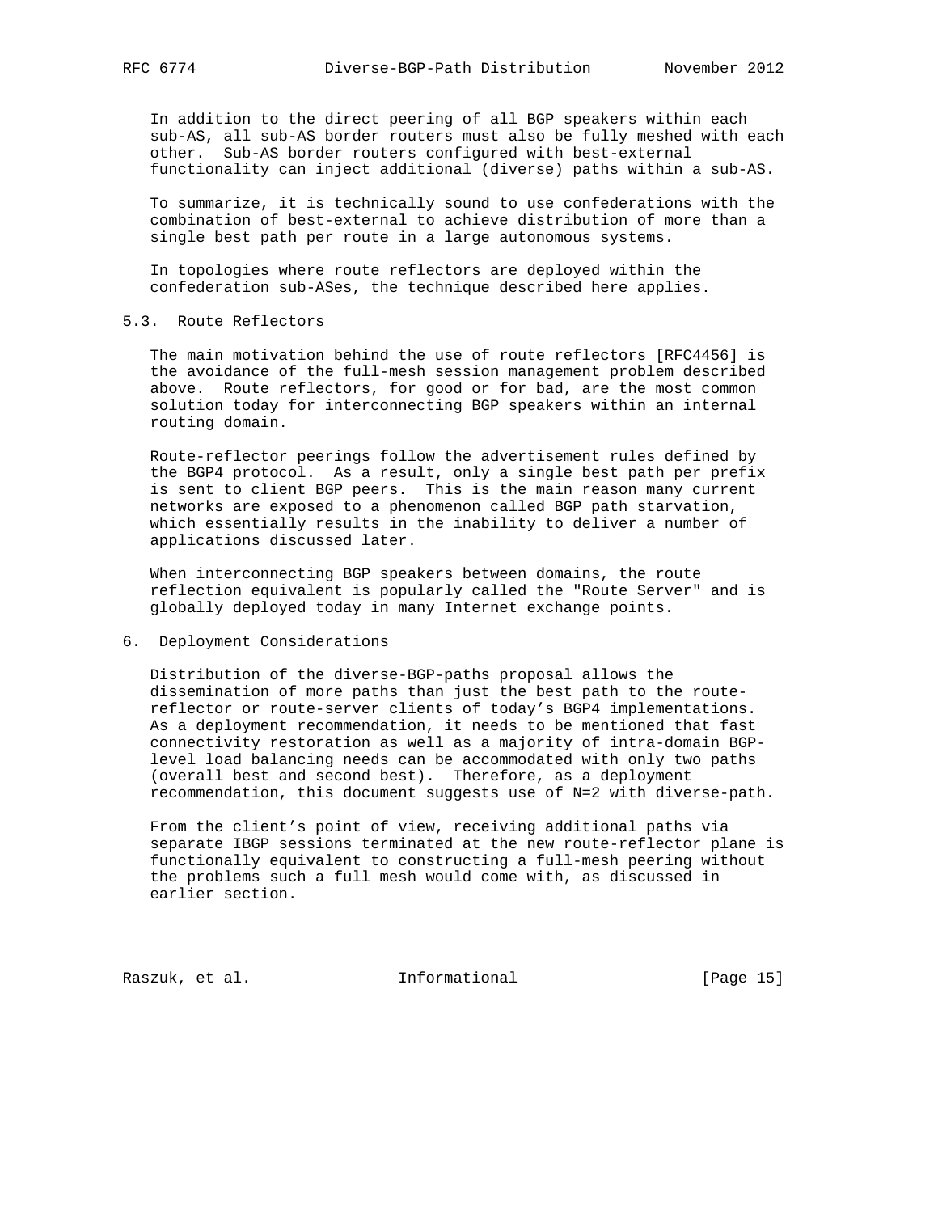In addition to the direct peering of all BGP speakers within each sub-AS, all sub-AS border routers must also be fully meshed with each other. Sub-AS border routers configured with best-external functionality can inject additional (diverse) paths within a sub-AS.

To summarize, it is technically sound to use confederations with the combination of best-external to achieve distribution of more than a single best path per route in a large autonomous systems.

In topologies where route reflectors are deployed within the confederation sub-ASes, the technique described here applies.

### 5.3. Route Reflectors

The main motivation behind the use of route reflectors [RFC4456] is the avoidance of the full-mesh session management problem described above. Route reflectors, for good or for bad, are the most common solution today for interconnecting BGP speakers within an internal routing domain.

Route-reflector peerings follow the advertisement rules defined by the BGP4 protocol. As a result, only a single best path per prefix is sent to client BGP peers. This is the main reason many current networks are exposed to a phenomenon called BGP path starvation, which essentially results in the inability to deliver a number of applications discussed later.

When interconnecting BGP speakers between domains, the route reflection equivalent is popularly called the "Route Server" and is globally deployed today in many Internet exchange points.

## 6. Deployment Considerations

Distribution of the diverse-BGP-paths proposal allows the dissemination of more paths than just the best path to the route-reflector or route-server clients of today's BGP4 implementations. As a deployment recommendation, it needs to be mentioned that fast connectivity restoration as well as a majority of intra-domain BGP-level load balancing needs can be accommodated with only two paths (overall best and second best). Therefore, as a deployment recommendation, this document suggests use of N=2 with diverse-path.

From the client's point of view, receiving additional paths via separate IBGP sessions terminated at the new route-reflector plane is functionally equivalent to constructing a full-mesh peering without the problems such a full mesh would come with, as discussed in earlier section.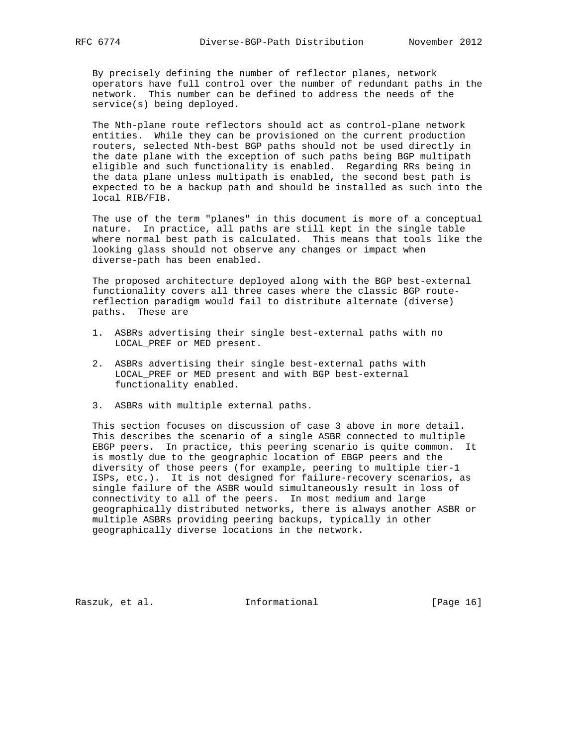By precisely defining the number of reflector planes, network operators have full control over the number of redundant paths in the network. This number can be defined to address the needs of the service(s) being deployed.

The Nth-plane route reflectors should act as control-plane network entities. While they can be provisioned on the current production routers, selected Nth-best BGP paths should not be used directly in the date plane with the exception of such paths being BGP multipath eligible and such functionality is enabled. Regarding RRs being in the data plane unless multipath is enabled, the second best path is expected to be a backup path and should be installed as such into the local RIB/FIB.

The use of the term "planes" in this document is more of a conceptual nature. In practice, all paths are still kept in the single table where normal best path is calculated. This means that tools like the looking glass should not observe any changes or impact when diverse-path has been enabled.

The proposed architecture deployed along with the BGP best-external functionality covers all three cases where the classic BGP route-reflection paradigm would fail to distribute alternate (diverse) paths. These are

1. ASBRs advertising their single best-external paths with no LOCAL_PREF or MED present.

2. ASBRs advertising their single best-external paths with LOCAL_PREF or MED present and with BGP best-external functionality enabled.

3. ASBRs with multiple external paths.

This section focuses on discussion of case 3 above in more detail. This describes the scenario of a single ASBR connected to multiple EBGP peers. In practice, this peering scenario is quite common. It is mostly due to the geographic location of EBGP peers and the diversity of those peers (for example, peering to multiple tier-1 ISPs, etc.). It is not designed for failure-recovery scenarios, as single failure of the ASBR would simultaneously result in loss of connectivity to all of the peers. In most medium and large geographically distributed networks, there is always another ASBR or multiple ASBRs providing peering backups, typically in other geographically diverse locations in the network.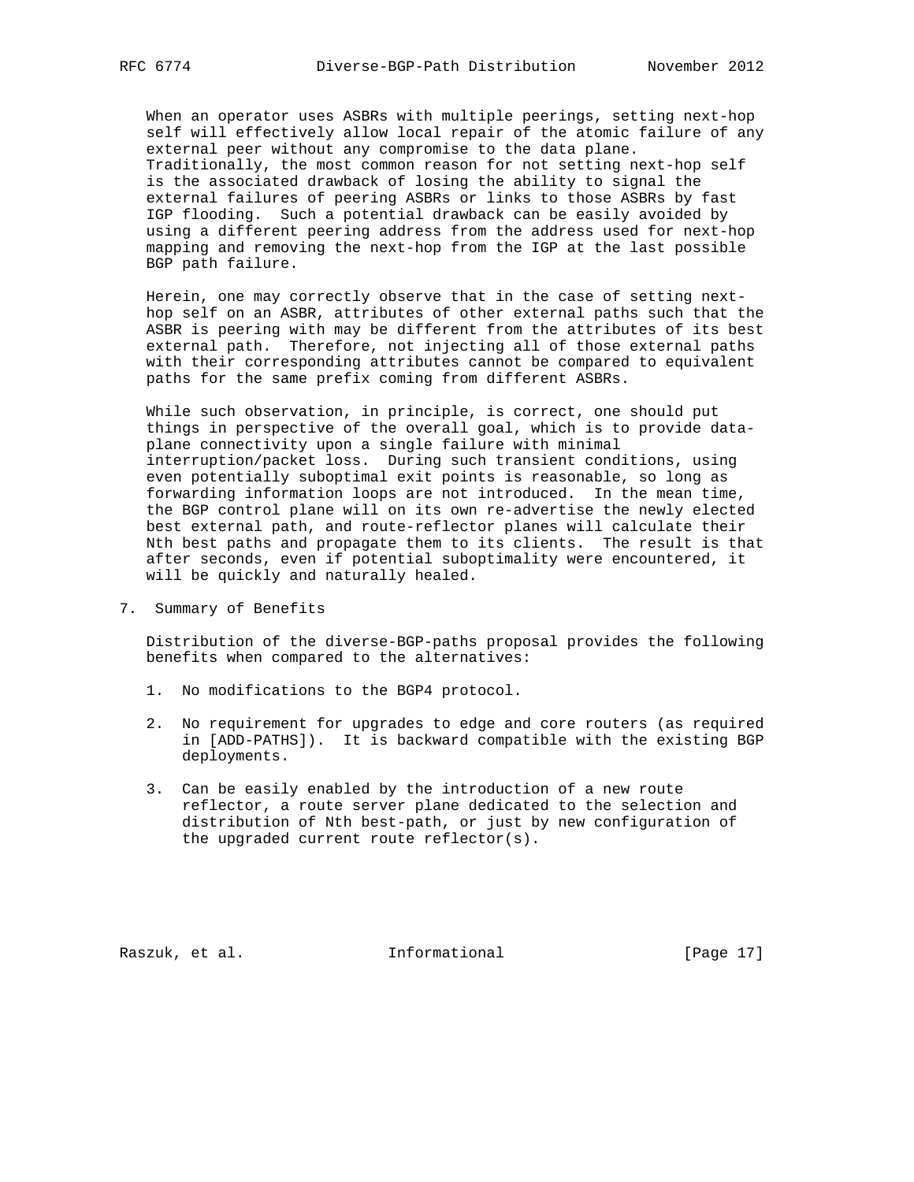When an operator uses ASBRs with multiple peerings, setting next-hop self will effectively allow local repair of the atomic failure of any external peer without any compromise to the data plane. Traditionally, the most common reason for not setting next-hop self is the associated drawback of losing the ability to signal the external failures of peering ASBRs or links to those ASBRs by fast IGP flooding. Such a potential drawback can be easily avoided by using a different peering address from the address used for next-hop mapping and removing the next-hop from the IGP at the last possible BGP path failure.

Herein, one may correctly observe that in the case of setting next-hop self on an ASBR, attributes of other external paths such that the ASBR is peering with may be different from the attributes of its best external path. Therefore, not injecting all of those external paths with their corresponding attributes cannot be compared to equivalent paths for the same prefix coming from different ASBRs.

While such observation, in principle, is correct, one should put things in perspective of the overall goal, which is to provide data-plane connectivity upon a single failure with minimal interruption/packet loss. During such transient conditions, using even potentially suboptimal exit points is reasonable, so long as forwarding information loops are not introduced. In the mean time, the BGP control plane will on its own re-advertise the newly elected best external path, and route-reflector planes will calculate their Nth best paths and propagate them to its clients. The result is that after seconds, even if potential suboptimality were encountered, it will be quickly and naturally healed.

## 7. Summary of Benefits

Distribution of the diverse-BGP-paths proposal provides the following benefits when compared to the alternatives:

1. No modifications to the BGP4 protocol.

2. No requirement for upgrades to edge and core routers (as required in [ADD-PATHS]). It is backward compatible with the existing BGP deployments.

3. Can be easily enabled by the introduction of a new route reflector, a route server plane dedicated to the selection and distribution of Nth best-path, or just by new configuration of the upgraded current route reflector(s).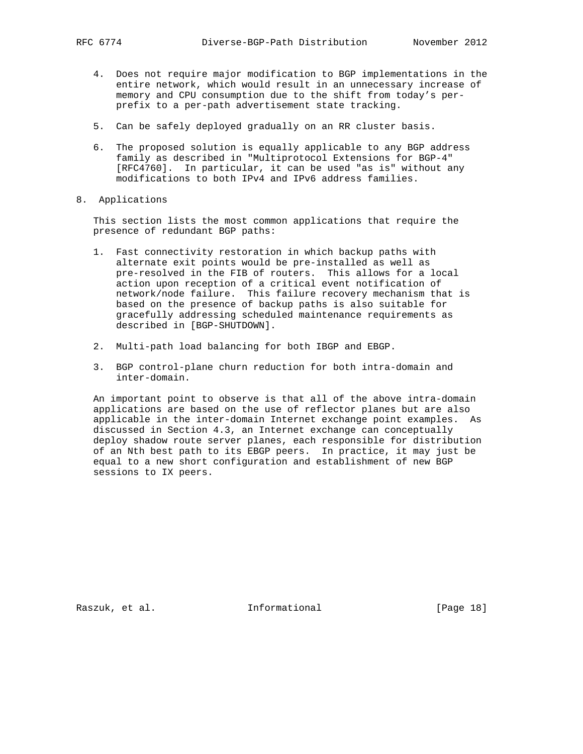4. Does not require major modification to BGP implementations in the entire network, which would result in an unnecessary increase of memory and CPU consumption due to the shift from today's per-prefix to a per-path advertisement state tracking.

5. Can be safely deployed gradually on an RR cluster basis.

6. The proposed solution is equally applicable to any BGP address family as described in "Multiprotocol Extensions for BGP-4" [RFC4760]. In particular, it can be used "as is" without any modifications to both IPv4 and IPv6 address families.

## 8. Applications

This section lists the most common applications that require the presence of redundant BGP paths:

1. Fast connectivity restoration in which backup paths with alternate exit points would be pre-installed as well as pre-resolved in the FIB of routers. This allows for a local action upon reception of a critical event notification of network/node failure. This failure recovery mechanism that is based on the presence of backup paths is also suitable for gracefully addressing scheduled maintenance requirements as described in [BGP-SHUTDOWN].

2. Multi-path load balancing for both IBGP and EBGP.

3. BGP control-plane churn reduction for both intra-domain and inter-domain.

An important point to observe is that all of the above intra-domain applications are based on the use of reflector planes but are also applicable in the inter-domain Internet exchange point examples. As discussed in Section 4.3, an Internet exchange can conceptually deploy shadow route server planes, each responsible for distribution of an Nth best path to its EBGP peers. In practice, it may just be equal to a new short configuration and establishment of new BGP sessions to IX peers.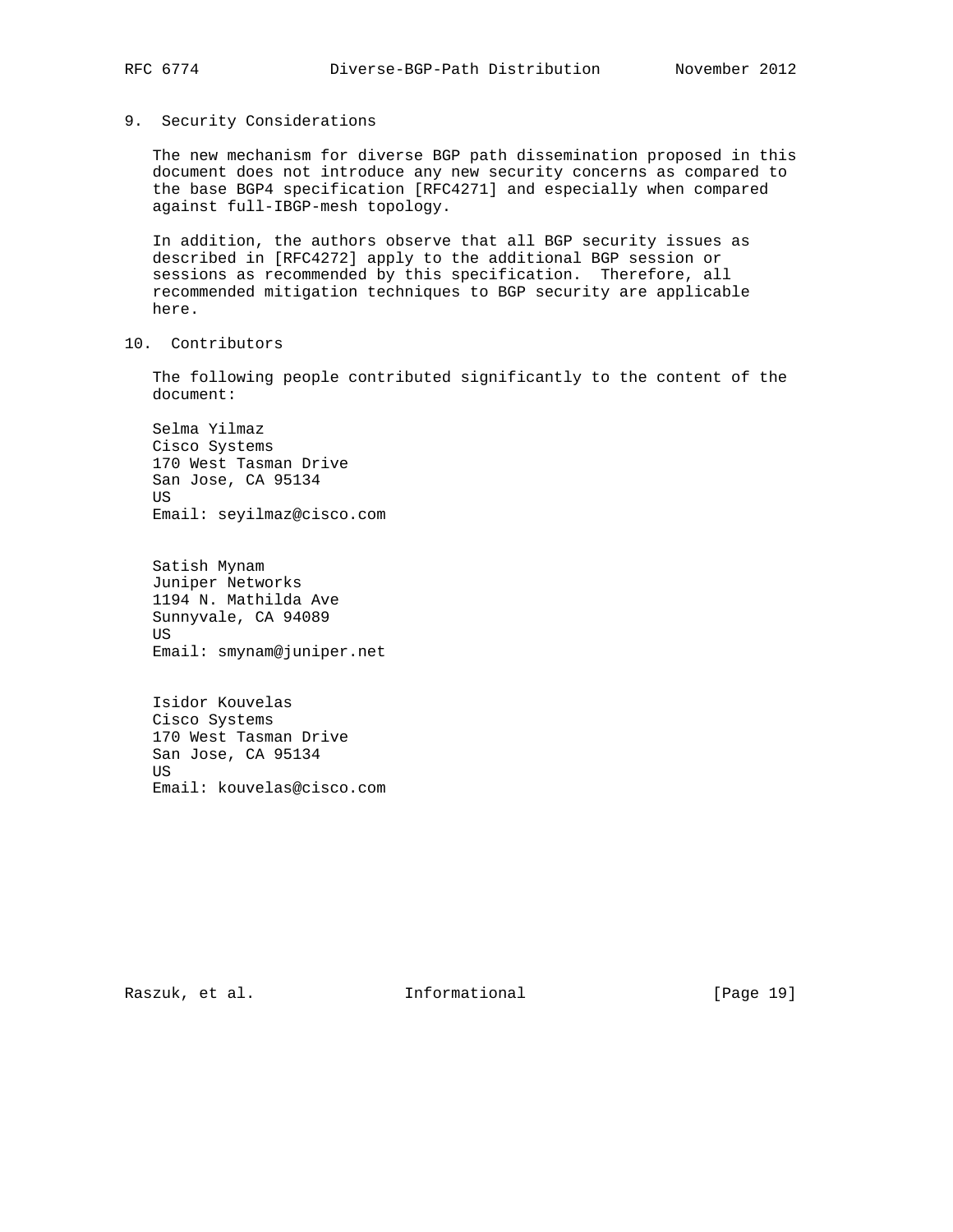## 9. Security Considerations

The new mechanism for diverse BGP path dissemination proposed in this document does not introduce any new security concerns as compared to the base BGP4 specification [RFC4271] and especially when compared against full-IBGP-mesh topology.

In addition, the authors observe that all BGP security issues as described in [RFC4272] apply to the additional BGP session or sessions as recommended by this specification. Therefore, all recommended mitigation techniques to BGP security are applicable here.

## 10. Contributors

The following people contributed significantly to the content of the document:

Selma Yilmaz
Cisco Systems
170 West Tasman Drive
San Jose, CA 95134
US
Email: seyilmaz@cisco.com

Satish Mynam
Juniper Networks
1194 N. Mathilda Ave
Sunnyvale, CA 94089
US
Email: smynam@juniper.net

Isidor Kouvelas
Cisco Systems
170 West Tasman Drive
San Jose, CA 95134
US
Email: kouvelas@cisco.com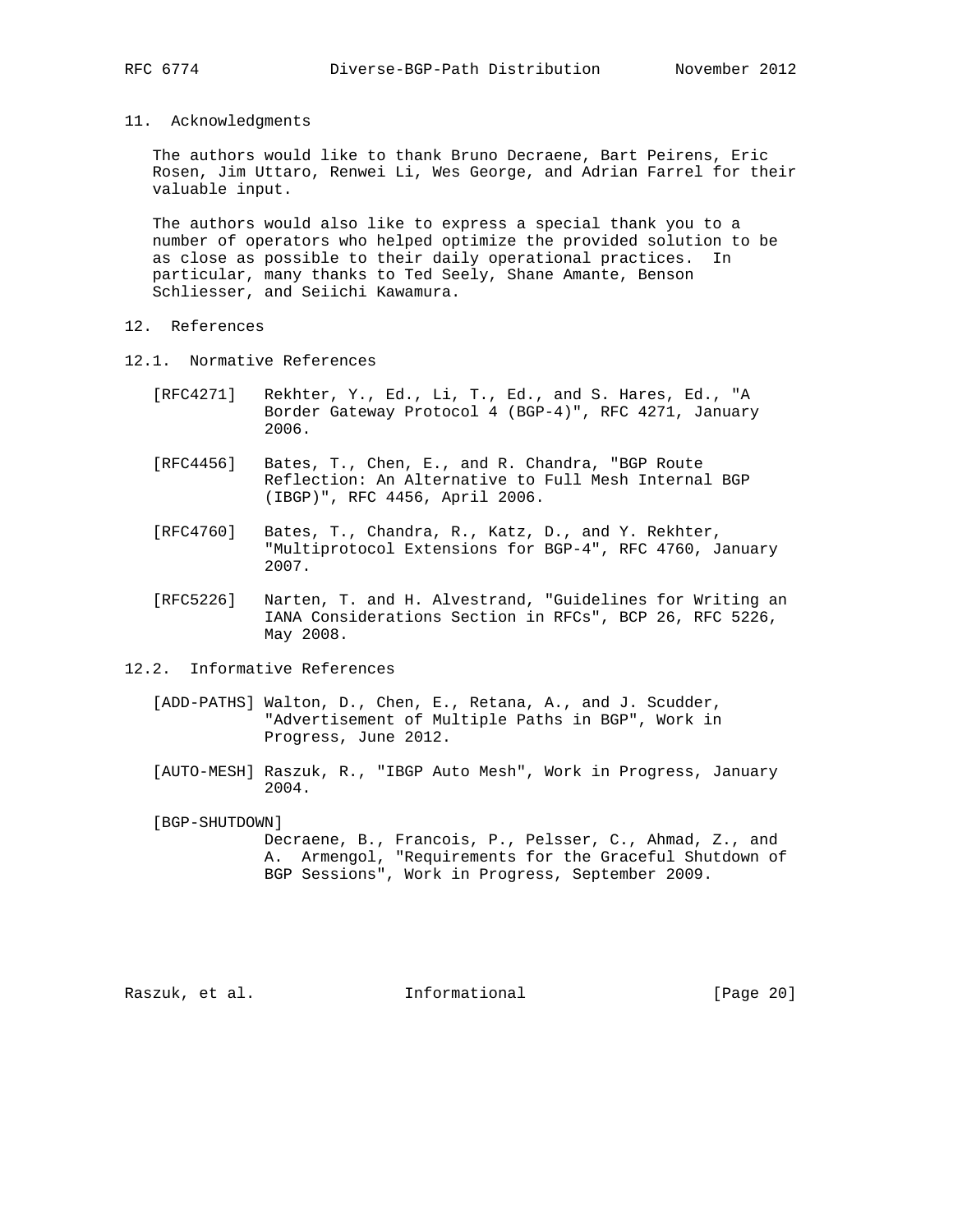## 11. Acknowledgments

The authors would like to thank Bruno Decraene, Bart Peirens, Eric Rosen, Jim Uttaro, Renwei Li, Wes George, and Adrian Farrel for their valuable input.

The authors would also like to express a special thank you to a number of operators who helped optimize the provided solution to be as close as possible to their daily operational practices. In particular, many thanks to Ted Seely, Shane Amante, Benson Schliesser, and Seiichi Kawamura.

## 12. References

### 12.1. Normative References

[RFC4271] Rekhter, Y., Ed., Li, T., Ed., and S. Hares, Ed., "A Border Gateway Protocol 4 (BGP-4)", RFC 4271, January 2006.

[RFC4456] Bates, T., Chen, E., and R. Chandra, "BGP Route Reflection: An Alternative to Full Mesh Internal BGP (IBGP)", RFC 4456, April 2006.

[RFC4760] Bates, T., Chandra, R., Katz, D., and Y. Rekhter, "Multiprotocol Extensions for BGP-4", RFC 4760, January 2007.

[RFC5226] Narten, T. and H. Alvestrand, "Guidelines for Writing an IANA Considerations Section in RFCs", BCP 26, RFC 5226, May 2008.

### 12.2. Informative References

[ADD-PATHS] Walton, D., Chen, E., Retana, A., and J. Scudder, "Advertisement of Multiple Paths in BGP", Work in Progress, June 2012.

[AUTO-MESH] Raszuk, R., "IBGP Auto Mesh", Work in Progress, January 2004.

[BGP-SHUTDOWN] Decraene, B., Francois, P., Pelsser, C., Ahmad, Z., and A. Armengol, "Requirements for the Graceful Shutdown of BGP Sessions", Work in Progress, September 2009.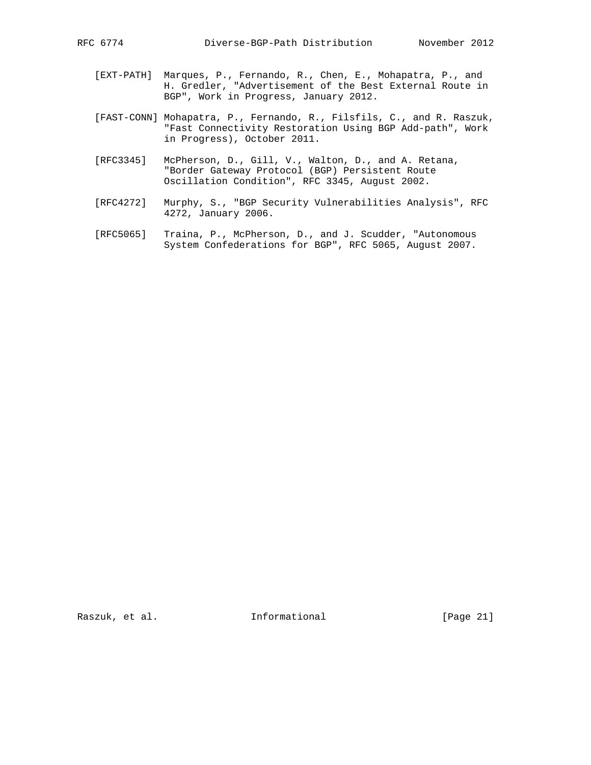[EXT-PATH] Marques, P., Fernando, R., Chen, E., Mohapatra, P., and H. Gredler, "Advertisement of the Best External Route in BGP", Work in Progress, January 2012.

[FAST-CONN] Mohapatra, P., Fernando, R., Filsfils, C., and R. Raszuk, "Fast Connectivity Restoration Using BGP Add-path", Work in Progress), October 2011.

[RFC3345] McPherson, D., Gill, V., Walton, D., and A. Retana, "Border Gateway Protocol (BGP) Persistent Route Oscillation Condition", RFC 3345, August 2002.

[RFC4272] Murphy, S., "BGP Security Vulnerabilities Analysis", RFC 4272, January 2006.

[RFC5065] Traina, P., McPherson, D., and J. Scudder, "Autonomous System Confederations for BGP", RFC 5065, August 2007.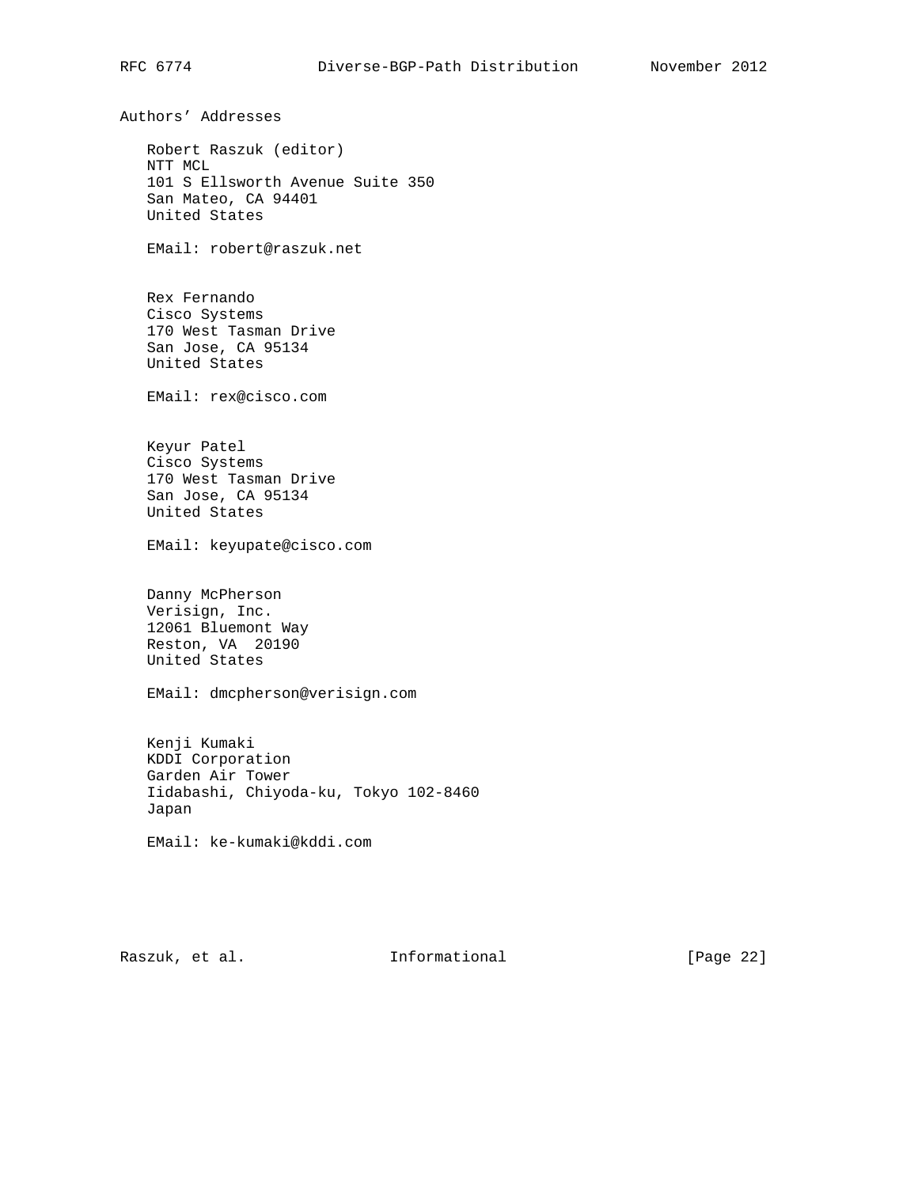# Authors' Addresses

Robert Raszuk (editor)
NTT MCL
101 S Ellsworth Avenue Suite 350
San Mateo, CA 94401
United States

EMail: robert@raszuk.net

Rex Fernando
Cisco Systems
170 West Tasman Drive
San Jose, CA 95134
United States

EMail: rex@cisco.com

Keyur Patel
Cisco Systems
170 West Tasman Drive
San Jose, CA 95134
United States

EMail: keyupate@cisco.com

Danny McPherson
Verisign, Inc.
12061 Bluemont Way
Reston, VA 20190
United States

EMail: dmcpherson@verisign.com

Kenji Kumaki
KDDI Corporation
Garden Air Tower
Iidabashi, Chiyoda-ku, Tokyo 102-8460
Japan

EMail: ke-kumaki@kddi.com